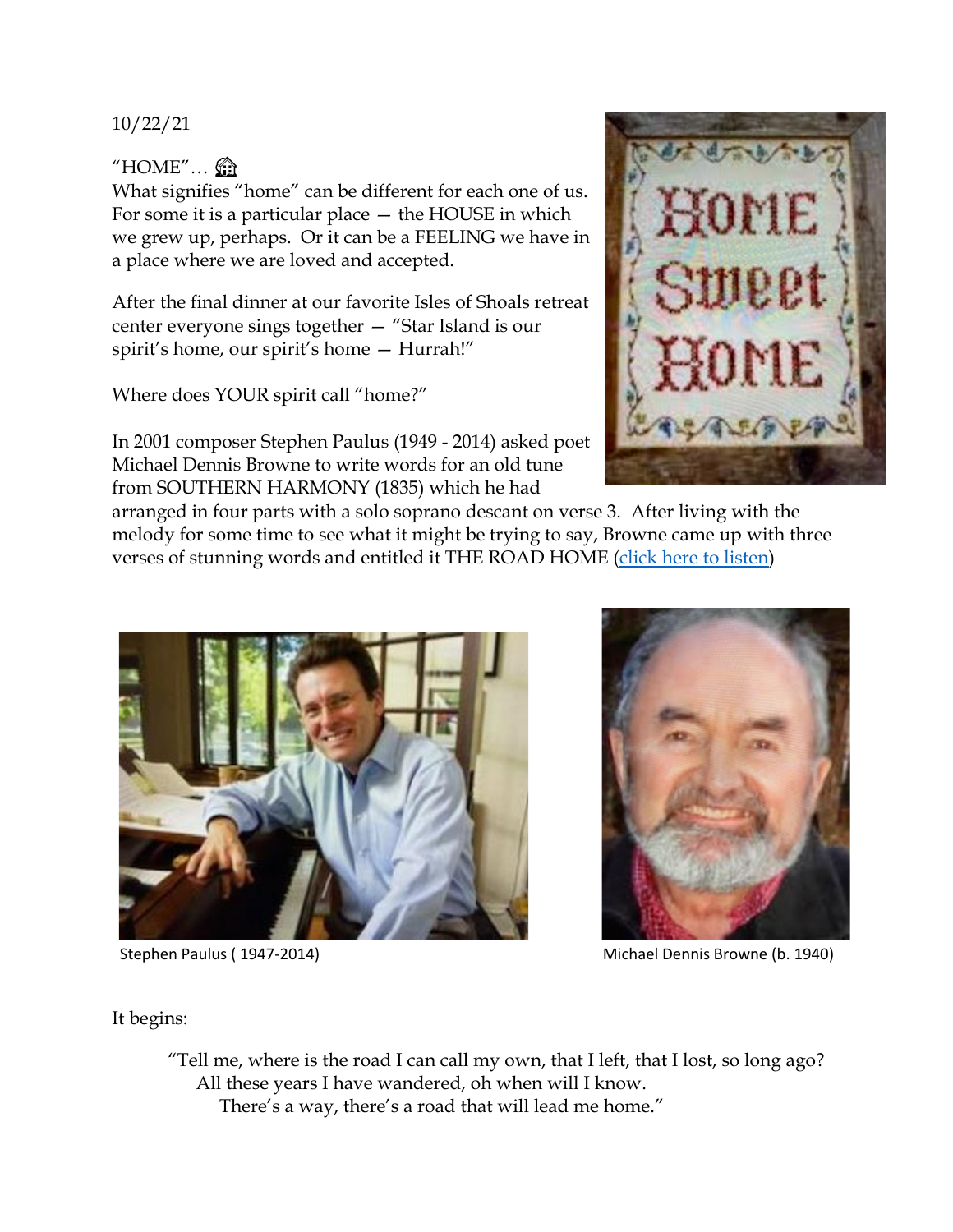10/22/21

"HOME"… 🏠

What signifies "home" can be different for each one of us. For some it is a particular place — the HOUSE in which we grew up, perhaps. Or it can be a FEELING we have in a place where we are loved and accepted.

After the final dinner at our favorite Isles of Shoals retreat center everyone sings together — "Star Island is our spirit's home, our spirit's home — Hurrah!"

Where does YOUR spirit call "home?"

In 2001 composer Stephen Paulus (1949 - 2014) asked poet Michael Dennis Browne to write words for an old tune from SOUTHERN HARMONY (1835) which he had arranged in four parts with a solo soprano descant on verse 3. After living with the melody for some time to see what it might be trying to say, Browne came up with three verses of stunning words and entitled it THE ROAD HOME ([click here to listen](#))

Stephen Paulus ( 1947-2014)

Michael Dennis Browne (b. 1940)

It begins:

> "Tell me, where is the road I can call my own, that I left, that I lost, so long ago?
> All these years I have wandered, oh when will I know.
> There's a way, there's a road that will lead me home."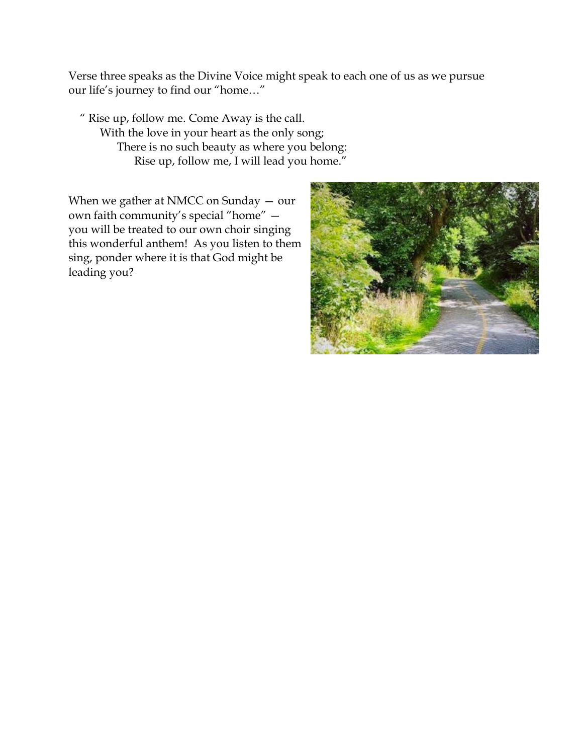Verse three speaks as the Divine Voice might speak to each one of us as we pursue our life's journey to find our "home…"

> " Rise up, follow me. Come Away is the call.
> With the love in your heart as the only song;
> There is no such beauty as where you belong:
> Rise up, follow me, I will lead you home."

When we gather at NMCC on Sunday — our own faith community's special "home" — you will be treated to our own choir singing this wonderful anthem! As you listen to them sing, ponder where it is that God might be leading you?